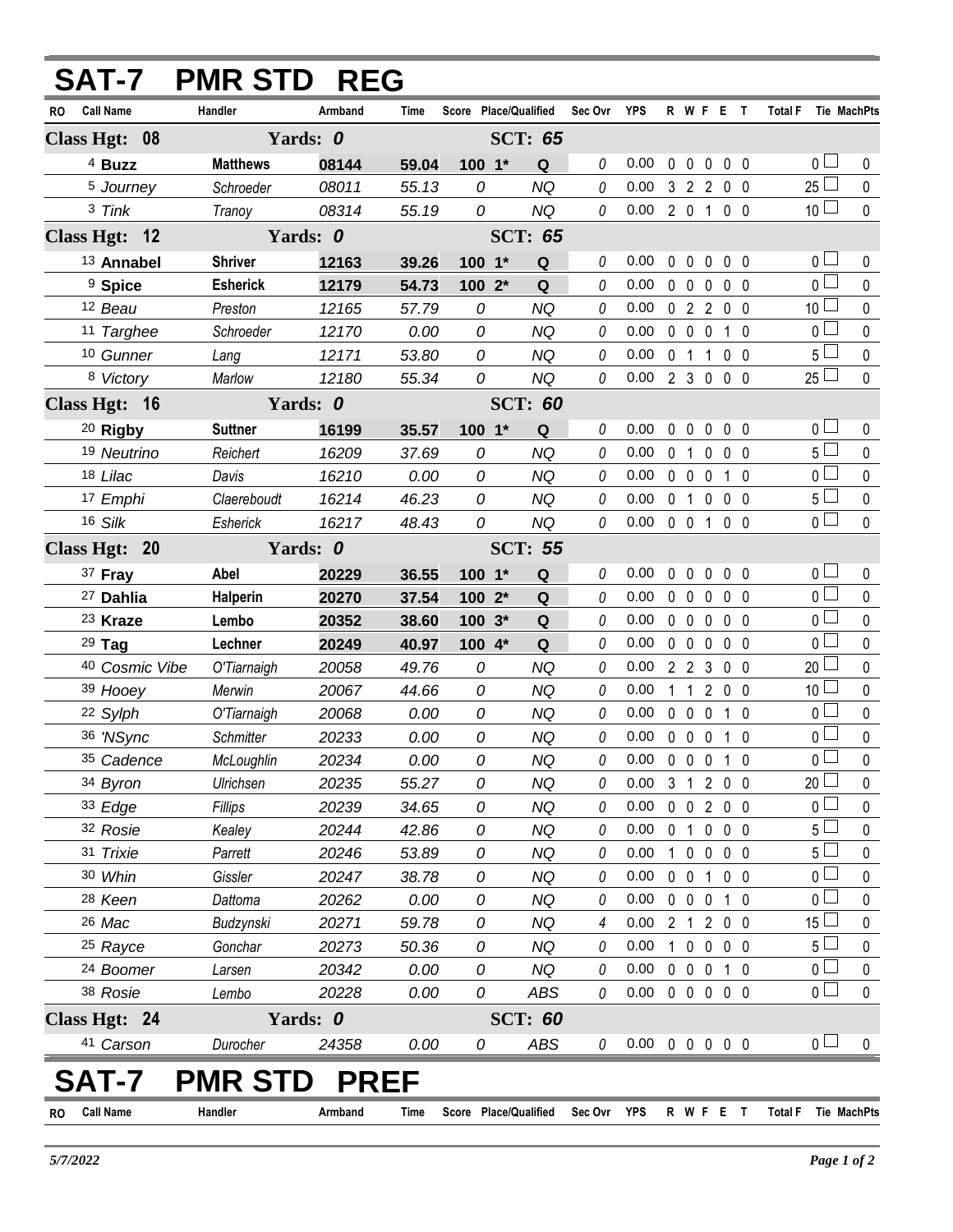# SAT-7 PMR STD REG

| RO | Call Name | Handler | Armband | Time | Score | Place/Qualified | Sec Ovr | YPS | R | W | F | E | T | Total F | Tie | MachPts |
|---|---|---|---|---|---|---|---|---|---|---|---|---|---|---|---|---|
| **Class Hgt: 08** | | **Yards: 0** | | | **SCT: 65** | | | | | | | | | | | |
| 4 | **Buzz** | **Matthews** | **08144** | **59.04** | **100** | **1* Q** | 0 | 0.00 | 0 | 0 | 0 | 0 | 0 | 0 | ☐ | 0 |
| 5 | *Journey* | *Schroeder* | *08011* | *55.13* | *0* | *NQ* | 0 | 0.00 | 3 | 2 | 2 | 0 | 0 | 25 | ☐ | 0 |
| 3 | *Tink* | *Tranoy* | *08314* | *55.19* | *0* | *NQ* | 0 | 0.00 | 2 | 0 | 1 | 0 | 0 | 10 | ☐ | 0 |
| **Class Hgt: 12** | | **Yards: 0** | | | **SCT: 65** | | | | | | | | | | | |
| 13 | **Annabel** | **Shriver** | **12163** | **39.26** | **100** | **1* Q** | 0 | 0.00 | 0 | 0 | 0 | 0 | 0 | 0 | ☐ | 0 |
| 9 | **Spice** | **Esherick** | **12179** | **54.73** | **100** | **2* Q** | 0 | 0.00 | 0 | 0 | 0 | 0 | 0 | 0 | ☐ | 0 |
| 12 | *Beau* | *Preston* | *12165* | *57.79* | *0* | *NQ* | 0 | 0.00 | 0 | 2 | 2 | 0 | 0 | 10 | ☐ | 0 |
| 11 | *Targhee* | *Schroeder* | *12170* | *0.00* | *0* | *NQ* | 0 | 0.00 | 0 | 0 | 0 | 1 | 0 | 0 | ☐ | 0 |
| 10 | *Gunner* | *Lang* | *12171* | *53.80* | *0* | *NQ* | 0 | 0.00 | 0 | 1 | 1 | 0 | 0 | 5 | ☐ | 0 |
| 8 | *Victory* | *Marlow* | *12180* | *55.34* | *0* | *NQ* | 0 | 0.00 | 2 | 3 | 0 | 0 | 0 | 25 | ☐ | 0 |
| **Class Hgt: 16** | | **Yards: 0** | | | **SCT: 60** | | | | | | | | | | | |
| 20 | **Rigby** | **Suttner** | **16199** | **35.57** | **100** | **1* Q** | 0 | 0.00 | 0 | 0 | 0 | 0 | 0 | 0 | ☐ | 0 |
| 19 | *Neutrino* | *Reichert* | *16209* | *37.69* | *0* | *NQ* | 0 | 0.00 | 0 | 1 | 0 | 0 | 0 | 5 | ☐ | 0 |
| 18 | *Lilac* | *Davis* | *16210* | *0.00* | *0* | *NQ* | 0 | 0.00 | 0 | 0 | 0 | 1 | 0 | 0 | ☐ | 0 |
| 17 | *Emphi* | *Claereboudt* | *16214* | *46.23* | *0* | *NQ* | 0 | 0.00 | 0 | 1 | 0 | 0 | 0 | 5 | ☐ | 0 |
| 16 | *Silk* | *Esherick* | *16217* | *48.43* | *0* | *NQ* | 0 | 0.00 | 0 | 0 | 1 | 0 | 0 | 0 | ☐ | 0 |
| **Class Hgt: 20** | | **Yards: 0** | | | **SCT: 55** | | | | | | | | | | | |
| 37 | **Fray** | **Abel** | **20229** | **36.55** | **100** | **1* Q** | 0 | 0.00 | 0 | 0 | 0 | 0 | 0 | 0 | ☐ | 0 |
| 27 | **Dahlia** | **Halperin** | **20270** | **37.54** | **100** | **2* Q** | 0 | 0.00 | 0 | 0 | 0 | 0 | 0 | 0 | ☐ | 0 |
| 23 | **Kraze** | **Lembo** | **20352** | **38.60** | **100** | **3* Q** | 0 | 0.00 | 0 | 0 | 0 | 0 | 0 | 0 | ☐ | 0 |
| 29 | **Tag** | **Lechner** | **20249** | **40.97** | **100** | **4* Q** | 0 | 0.00 | 0 | 0 | 0 | 0 | 0 | 0 | ☐ | 0 |
| 40 | *Cosmic Vibe* | *O'Tiarnaigh* | *20058* | *49.76* | *0* | *NQ* | 0 | 0.00 | 2 | 2 | 3 | 0 | 0 | 20 | ☐ | 0 |
| 39 | *Hooey* | *Merwin* | *20067* | *44.66* | *0* | *NQ* | 0 | 0.00 | 1 | 1 | 2 | 0 | 0 | 10 | ☐ | 0 |
| 22 | *Sylph* | *O'Tiarnaigh* | *20068* | *0.00* | *0* | *NQ* | 0 | 0.00 | 0 | 0 | 0 | 1 | 0 | 0 | ☐ | 0 |
| 36 | *'NSync* | *Schmitter* | *20233* | *0.00* | *0* | *NQ* | 0 | 0.00 | 0 | 0 | 0 | 1 | 0 | 0 | ☐ | 0 |
| 35 | *Cadence* | *McLoughlin* | *20234* | *0.00* | *0* | *NQ* | 0 | 0.00 | 0 | 0 | 0 | 1 | 0 | 0 | ☐ | 0 |
| 34 | *Byron* | *Ulrichsen* | *20235* | *55.27* | *0* | *NQ* | 0 | 0.00 | 3 | 1 | 2 | 0 | 0 | 20 | ☐ | 0 |
| 33 | *Edge* | *Fillips* | *20239* | *34.65* | *0* | *NQ* | 0 | 0.00 | 0 | 0 | 2 | 0 | 0 | 0 | ☐ | 0 |
| 32 | *Rosie* | *Kealey* | *20244* | *42.86* | *0* | *NQ* | 0 | 0.00 | 0 | 1 | 0 | 0 | 0 | 5 | ☐ | 0 |
| 31 | *Trixie* | *Parrett* | *20246* | *53.89* | *0* | *NQ* | 0 | 0.00 | 1 | 0 | 0 | 0 | 0 | 5 | ☐ | 0 |
| 30 | *Whin* | *Gissler* | *20247* | *38.78* | *0* | *NQ* | 0 | 0.00 | 0 | 0 | 1 | 0 | 0 | 0 | ☐ | 0 |
| 28 | *Keen* | *Dattoma* | *20262* | *0.00* | *0* | *NQ* | 0 | 0.00 | 0 | 0 | 0 | 1 | 0 | 0 | ☐ | 0 |
| 26 | *Mac* | *Budzynski* | *20271* | *59.78* | *0* | *NQ* | 4 | 0.00 | 2 | 1 | 2 | 0 | 0 | 15 | ☐ | 0 |
| 25 | *Rayce* | *Gonchar* | *20273* | *50.36* | *0* | *NQ* | 0 | 0.00 | 1 | 0 | 0 | 0 | 0 | 5 | ☐ | 0 |
| 24 | *Boomer* | *Larsen* | *20342* | *0.00* | *0* | *NQ* | 0 | 0.00 | 0 | 0 | 0 | 1 | 0 | 0 | ☐ | 0 |
| 38 | *Rosie* | *Lembo* | *20228* | *0.00* | *0* | *ABS* | 0 | 0.00 | 0 | 0 | 0 | 0 | 0 | 0 | ☐ | 0 |
| **Class Hgt: 24** | | **Yards: 0** | | | **SCT: 60** | | | | | | | | | | | |
| 41 | *Carson* | *Durocher* | *24358* | *0.00* | *0* | *ABS* | 0 | 0.00 | 0 | 0 | 0 | 0 | 0 | 0 | ☐ | 0 |

# SAT-7 PMR STD PREF

| RO | Call Name | Handler | Armband | Time | Score | Place/Qualified | Sec Ovr | YPS | R | W | F | E | T | Total F | Tie | MachPts |
|---|---|---|---|---|---|---|---|---|---|---|---|---|---|---|---|---|

*5/7/2022*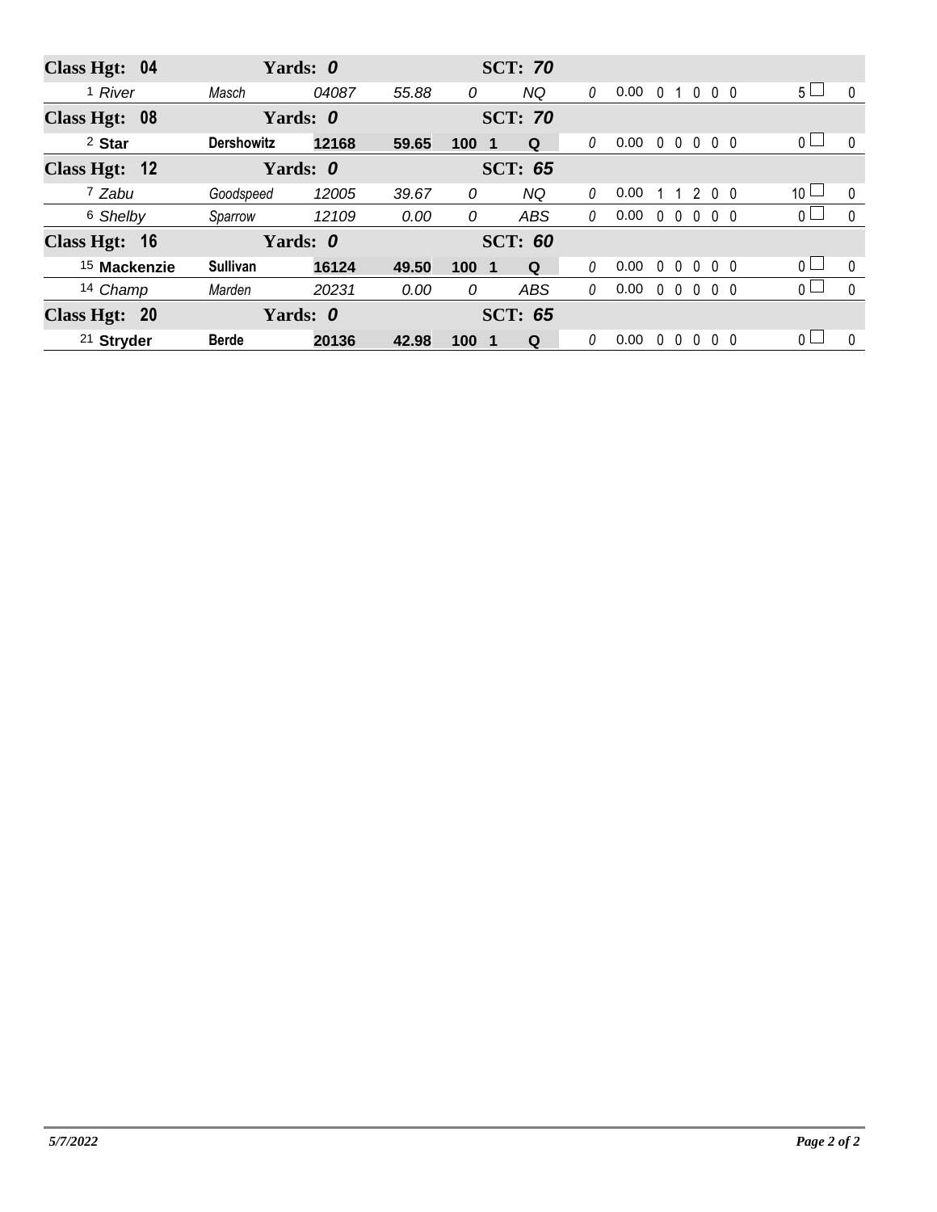| | | | | | | | | | | | | | | | |
|---|---|---|---|---|---|---|---|---|---|---|---|---|---|---|---|
| **Class Hgt: 04** | **Yards: *0*** | | | **SCT: *70*** | | | | | | | | | | | |
| 1 *River* | *Masch* | *04087* | *55.88* | *0* | | *NQ* | *0* | 0.00 | 0 | 1 | 0 | 0 | 0 | 5 ☐ | 0 |
| **Class Hgt: 08** | **Yards: *0*** | | | **SCT: *70*** | | | | | | | | | | | |
| 2 **Star** | **Dershowitz** | **12168** | **59.65** | **100** | **1** | **Q** | *0* | 0.00 | 0 | 0 | 0 | 0 | 0 | 0 ☐ | 0 |
| **Class Hgt: 12** | **Yards: *0*** | | | **SCT: *65*** | | | | | | | | | | | |
| 7 *Zabu* | *Goodspeed* | *12005* | *39.67* | *0* | | *NQ* | *0* | 0.00 | 1 | 1 | 2 | 0 | 0 | 10 ☐ | 0 |
| 6 *Shelby* | *Sparrow* | *12109* | *0.00* | *0* | | *ABS* | *0* | 0.00 | 0 | 0 | 0 | 0 | 0 | 0 ☐ | 0 |
| **Class Hgt: 16** | **Yards: *0*** | | | **SCT: *60*** | | | | | | | | | | | |
| 15 **Mackenzie** | **Sullivan** | **16124** | **49.50** | **100** | **1** | **Q** | *0* | 0.00 | 0 | 0 | 0 | 0 | 0 | 0 ☐ | 0 |
| 14 *Champ* | *Marden* | *20231* | *0.00* | *0* | | *ABS* | *0* | 0.00 | 0 | 0 | 0 | 0 | 0 | 0 ☐ | 0 |
| **Class Hgt: 20** | **Yards: *0*** | | | **SCT: *65*** | | | | | | | | | | | |
| 21 **Stryder** | **Berde** | **20136** | **42.98** | **100** | **1** | **Q** | *0* | 0.00 | 0 | 0 | 0 | 0 | 0 | 0 ☐ | 0 |

*5/7/2022*